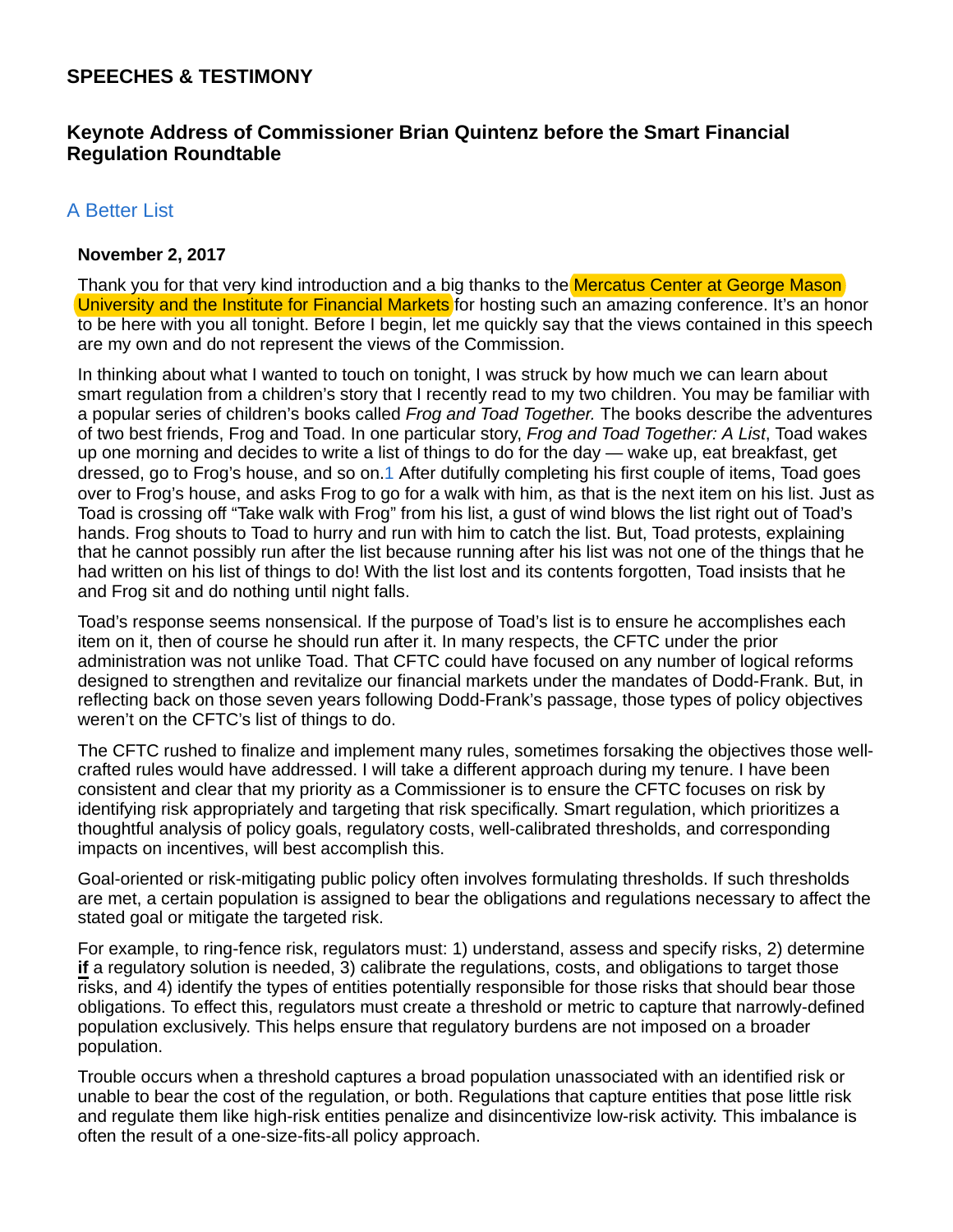## SPEECHES & TESTIMONY

### Keynote Address of Commissioner Brian Quintenz before the Smart Financial Regulation Roundtable

### A Better List

**November 2, 2017**

Thank you for that very kind introduction and a big thanks to the Mercatus Center at George Mason University and the Institute for Financial Markets for hosting such an amazing conference. It's an honor to be here with you all tonight. Before I begin, let me quickly say that the views contained in this speech are my own and do not represent the views of the Commission.

In thinking about what I wanted to touch on tonight, I was struck by how much we can learn about smart regulation from a children's story that I recently read to my two children. You may be familiar with a popular series of children's books called *Frog and Toad Together.* The books describe the adventures of two best friends, Frog and Toad. In one particular story, *Frog and Toad Together: A List*, Toad wakes up one morning and decides to write a list of things to do for the day — wake up, eat breakfast, get dressed, go to Frog's house, and so on.[1] After dutifully completing his first couple of items, Toad goes over to Frog's house, and asks Frog to go for a walk with him, as that is the next item on his list. Just as Toad is crossing off "Take walk with Frog" from his list, a gust of wind blows the list right out of Toad's hands. Frog shouts to Toad to hurry and run with him to catch the list. But, Toad protests, explaining that he cannot possibly run after the list because running after his list was not one of the things that he had written on his list of things to do! With the list lost and its contents forgotten, Toad insists that he and Frog sit and do nothing until night falls.

Toad's response seems nonsensical. If the purpose of Toad's list is to ensure he accomplishes each item on it, then of course he should run after it. In many respects, the CFTC under the prior administration was not unlike Toad. That CFTC could have focused on any number of logical reforms designed to strengthen and revitalize our financial markets under the mandates of Dodd-Frank. But, in reflecting back on those seven years following Dodd-Frank's passage, those types of policy objectives weren't on the CFTC's list of things to do.

The CFTC rushed to finalize and implement many rules, sometimes forsaking the objectives those well-crafted rules would have addressed. I will take a different approach during my tenure. I have been consistent and clear that my priority as a Commissioner is to ensure the CFTC focuses on risk by identifying risk appropriately and targeting that risk specifically. Smart regulation, which prioritizes a thoughtful analysis of policy goals, regulatory costs, well-calibrated thresholds, and corresponding impacts on incentives, will best accomplish this.

Goal-oriented or risk-mitigating public policy often involves formulating thresholds. If such thresholds are met, a certain population is assigned to bear the obligations and regulations necessary to affect the stated goal or mitigate the targeted risk.

For example, to ring-fence risk, regulators must: 1) understand, assess and specify risks, 2) determine **if** a regulatory solution is needed, 3) calibrate the regulations, costs, and obligations to target those risks, and 4) identify the types of entities potentially responsible for those risks that should bear those obligations. To effect this, regulators must create a threshold or metric to capture that narrowly-defined population exclusively. This helps ensure that regulatory burdens are not imposed on a broader population.

Trouble occurs when a threshold captures a broad population unassociated with an identified risk or unable to bear the cost of the regulation, or both. Regulations that capture entities that pose little risk and regulate them like high-risk entities penalize and disincentivize low-risk activity. This imbalance is often the result of a one-size-fits-all policy approach.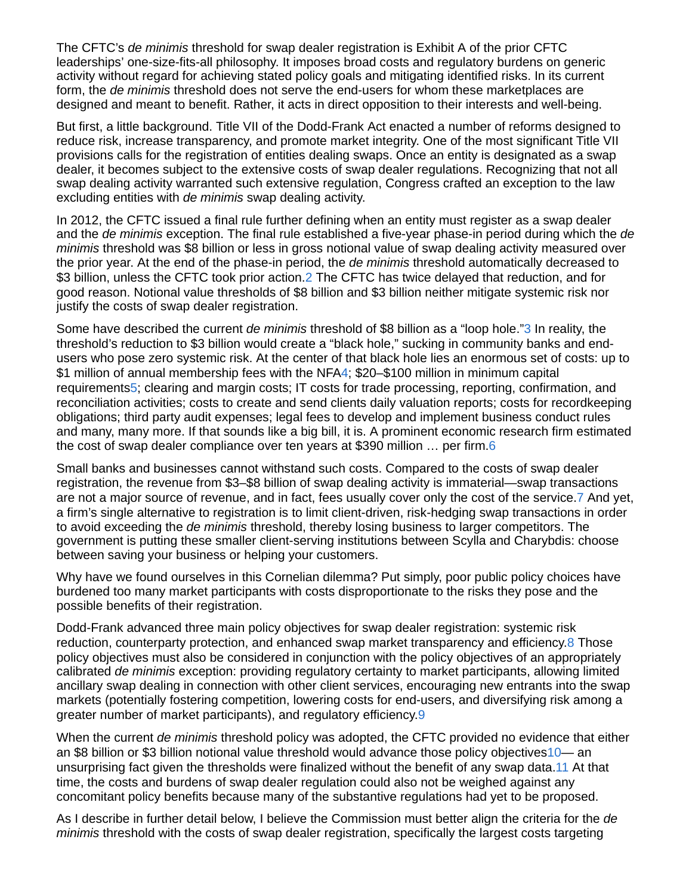The CFTC's *de minimis* threshold for swap dealer registration is Exhibit A of the prior CFTC leaderships' one-size-fits-all philosophy. It imposes broad costs and regulatory burdens on generic activity without regard for achieving stated policy goals and mitigating identified risks. In its current form, the *de minimis* threshold does not serve the end-users for whom these marketplaces are designed and meant to benefit. Rather, it acts in direct opposition to their interests and well-being.

But first, a little background. Title VII of the Dodd-Frank Act enacted a number of reforms designed to reduce risk, increase transparency, and promote market integrity. One of the most significant Title VII provisions calls for the registration of entities dealing swaps. Once an entity is designated as a swap dealer, it becomes subject to the extensive costs of swap dealer regulations. Recognizing that not all swap dealing activity warranted such extensive regulation, Congress crafted an exception to the law excluding entities with *de minimis* swap dealing activity.

In 2012, the CFTC issued a final rule further defining when an entity must register as a swap dealer and the *de minimis* exception. The final rule established a five-year phase-in period during which the *de minimis* threshold was $8 billion or less in gross notional value of swap dealing activity measured over the prior year. At the end of the phase-in period, the *de minimis* threshold automatically decreased to $3 billion, unless the CFTC took prior action.[2] The CFTC has twice delayed that reduction, and for good reason. Notional value thresholds of $8 billion and $3 billion neither mitigate systemic risk nor justify the costs of swap dealer registration.

Some have described the current *de minimis* threshold of $8 billion as a "loop hole."[3] In reality, the threshold's reduction to $3 billion would create a "black hole," sucking in community banks and end-users who pose zero systemic risk. At the center of that black hole lies an enormous set of costs: up to $1 million of annual membership fees with the NFA[4]; $20–$100 million in minimum capital requirements[5]; clearing and margin costs; IT costs for trade processing, reporting, confirmation, and reconciliation activities; costs to create and send clients daily valuation reports; costs for recordkeeping obligations; third party audit expenses; legal fees to develop and implement business conduct rules and many, many more. If that sounds like a big bill, it is. A prominent economic research firm estimated the cost of swap dealer compliance over ten years at $390 million … per firm.[6]

Small banks and businesses cannot withstand such costs. Compared to the costs of swap dealer registration, the revenue from $3–$8 billion of swap dealing activity is immaterial—swap transactions are not a major source of revenue, and in fact, fees usually cover only the cost of the service.[7] And yet, a firm's single alternative to registration is to limit client-driven, risk-hedging swap transactions in order to avoid exceeding the *de minimis* threshold, thereby losing business to larger competitors. The government is putting these smaller client-serving institutions between Scylla and Charybdis: choose between saving your business or helping your customers.

Why have we found ourselves in this Cornelian dilemma? Put simply, poor public policy choices have burdened too many market participants with costs disproportionate to the risks they pose and the possible benefits of their registration.

Dodd-Frank advanced three main policy objectives for swap dealer registration: systemic risk reduction, counterparty protection, and enhanced swap market transparency and efficiency.[8] Those policy objectives must also be considered in conjunction with the policy objectives of an appropriately calibrated *de minimis* exception: providing regulatory certainty to market participants, allowing limited ancillary swap dealing in connection with other client services, encouraging new entrants into the swap markets (potentially fostering competition, lowering costs for end-users, and diversifying risk among a greater number of market participants), and regulatory efficiency.[9]

When the current *de minimis* threshold policy was adopted, the CFTC provided no evidence that either an $8 billion or $3 billion notional value threshold would advance those policy objectives[10]— an unsurprising fact given the thresholds were finalized without the benefit of any swap data.[11] At that time, the costs and burdens of swap dealer regulation could also not be weighed against any concomitant policy benefits because many of the substantive regulations had yet to be proposed.

As I describe in further detail below, I believe the Commission must better align the criteria for the *de minimis* threshold with the costs of swap dealer registration, specifically the largest costs targeting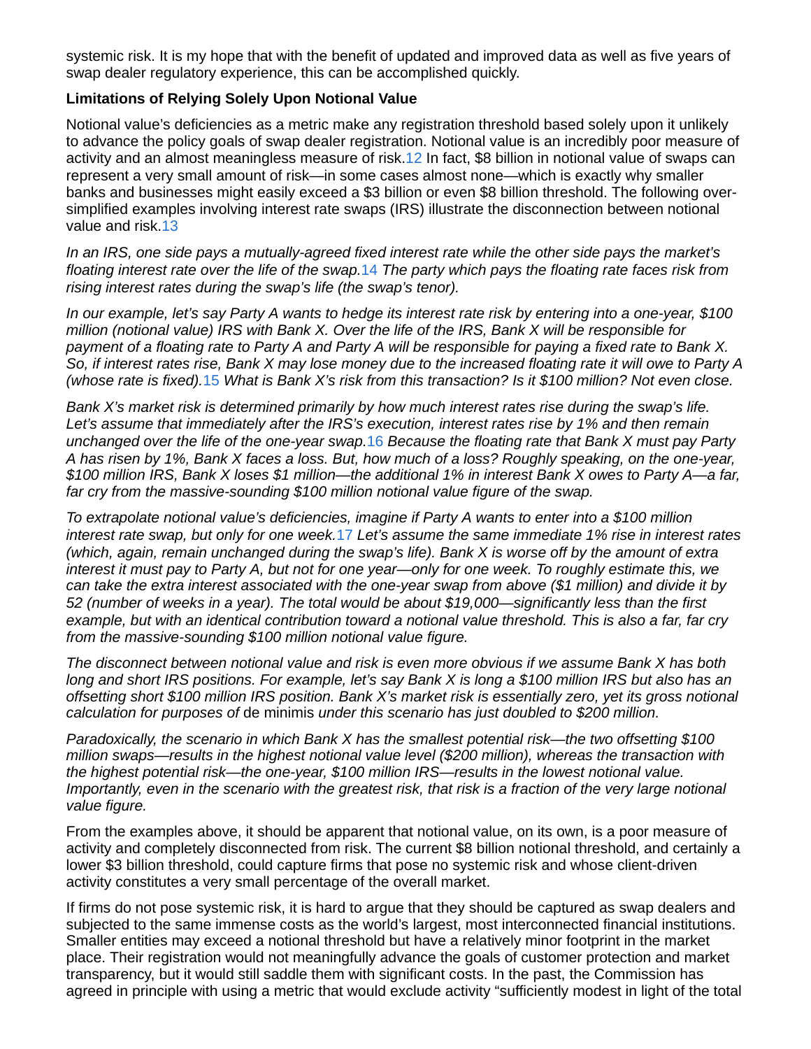systemic risk. It is my hope that with the benefit of updated and improved data as well as five years of swap dealer regulatory experience, this can be accomplished quickly.

**Limitations of Relying Solely Upon Notional Value**

Notional value's deficiencies as a metric make any registration threshold based solely upon it unlikely to advance the policy goals of swap dealer registration. Notional value is an incredibly poor measure of activity and an almost meaningless measure of risk.[12] In fact, $8 billion in notional value of swaps can represent a very small amount of risk—in some cases almost none—which is exactly why smaller banks and businesses might easily exceed a $3 billion or even $8 billion threshold. The following over-simplified examples involving interest rate swaps (IRS) illustrate the disconnection between notional value and risk.[13]

*In an IRS, one side pays a mutually-agreed fixed interest rate while the other side pays the market's floating interest rate over the life of the swap.*[14] *The party which pays the floating rate faces risk from rising interest rates during the swap's life (the swap's tenor).*

*In our example, let's say Party A wants to hedge its interest rate risk by entering into a one-year, $100 million (notional value) IRS with Bank X. Over the life of the IRS, Bank X will be responsible for payment of a floating rate to Party A and Party A will be responsible for paying a fixed rate to Bank X. So, if interest rates rise, Bank X may lose money due to the increased floating rate it will owe to Party A (whose rate is fixed).*[15] *What is Bank X's risk from this transaction? Is it $100 million? Not even close.*

*Bank X's market risk is determined primarily by how much interest rates rise during the swap's life. Let's assume that immediately after the IRS's execution, interest rates rise by 1% and then remain unchanged over the life of the one-year swap.*[16] *Because the floating rate that Bank X must pay Party A has risen by 1%, Bank X faces a loss. But, how much of a loss? Roughly speaking, on the one-year, $100 million IRS, Bank X loses $1 million—the additional 1% in interest Bank X owes to Party A—a far, far cry from the massive-sounding $100 million notional value figure of the swap.*

*To extrapolate notional value's deficiencies, imagine if Party A wants to enter into a $100 million interest rate swap, but only for one week.*[17] *Let's assume the same immediate 1% rise in interest rates (which, again, remain unchanged during the swap's life). Bank X is worse off by the amount of extra interest it must pay to Party A, but not for one year—only for one week. To roughly estimate this, we can take the extra interest associated with the one-year swap from above ($1 million) and divide it by 52 (number of weeks in a year). The total would be about $19,000—significantly less than the first example, but with an identical contribution toward a notional value threshold. This is also a far, far cry from the massive-sounding $100 million notional value figure.*

*The disconnect between notional value and risk is even more obvious if we assume Bank X has both long and short IRS positions. For example, let's say Bank X is long a $100 million IRS but also has an offsetting short $100 million IRS position. Bank X's market risk is essentially zero, yet its gross notional calculation for purposes of* de minimis *under this scenario has just doubled to $200 million.*

*Paradoxically, the scenario in which Bank X has the smallest potential risk—the two offsetting $100 million swaps—results in the highest notional value level ($200 million), whereas the transaction with the highest potential risk—the one-year, $100 million IRS—results in the lowest notional value. Importantly, even in the scenario with the greatest risk, that risk is a fraction of the very large notional value figure.*

From the examples above, it should be apparent that notional value, on its own, is a poor measure of activity and completely disconnected from risk. The current $8 billion notional threshold, and certainly a lower $3 billion threshold, could capture firms that pose no systemic risk and whose client-driven activity constitutes a very small percentage of the overall market.

If firms do not pose systemic risk, it is hard to argue that they should be captured as swap dealers and subjected to the same immense costs as the world's largest, most interconnected financial institutions. Smaller entities may exceed a notional threshold but have a relatively minor footprint in the market place. Their registration would not meaningfully advance the goals of customer protection and market transparency, but it would still saddle them with significant costs. In the past, the Commission has agreed in principle with using a metric that would exclude activity "sufficiently modest in light of the total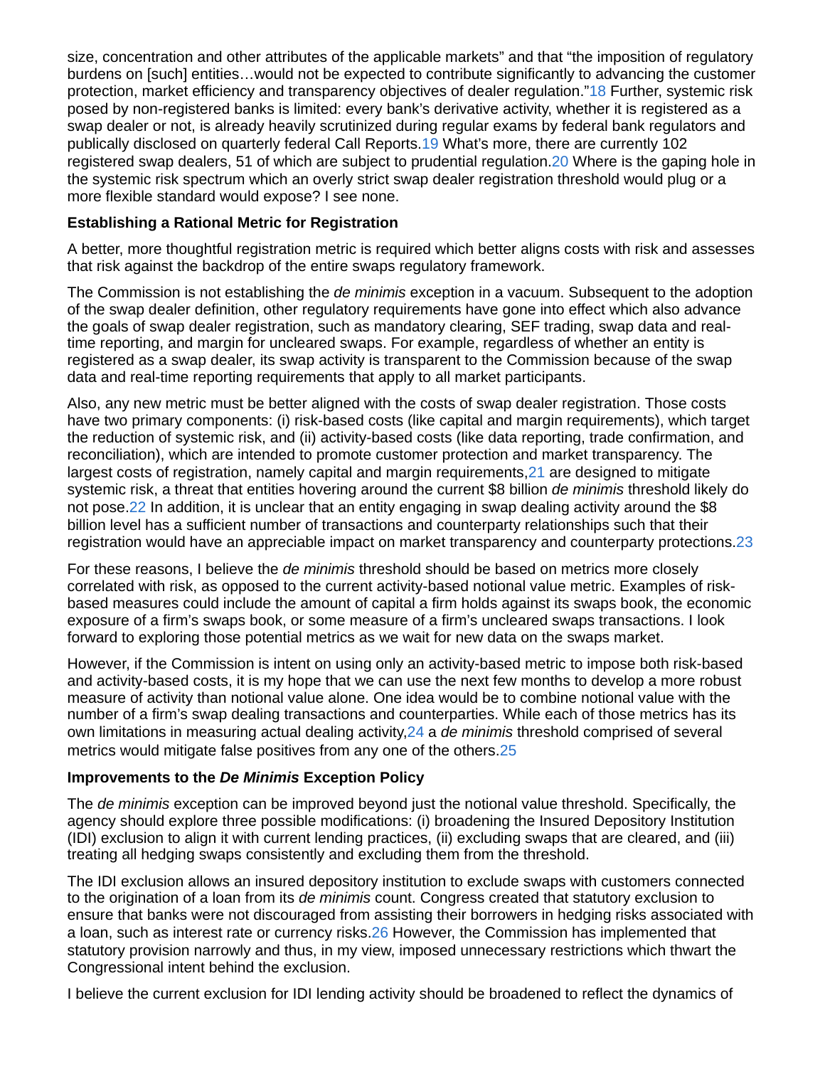size, concentration and other attributes of the applicable markets" and that "the imposition of regulatory burdens on [such] entities…would not be expected to contribute significantly to advancing the customer protection, market efficiency and transparency objectives of dealer regulation."[18] Further, systemic risk posed by non-registered banks is limited: every bank's derivative activity, whether it is registered as a swap dealer or not, is already heavily scrutinized during regular exams by federal bank regulators and publically disclosed on quarterly federal Call Reports.[19] What's more, there are currently 102 registered swap dealers, 51 of which are subject to prudential regulation.[20] Where is the gaping hole in the systemic risk spectrum which an overly strict swap dealer registration threshold would plug or a more flexible standard would expose? I see none.

**Establishing a Rational Metric for Registration**

A better, more thoughtful registration metric is required which better aligns costs with risk and assesses that risk against the backdrop of the entire swaps regulatory framework.

The Commission is not establishing the *de minimis* exception in a vacuum. Subsequent to the adoption of the swap dealer definition, other regulatory requirements have gone into effect which also advance the goals of swap dealer registration, such as mandatory clearing, SEF trading, swap data and real-time reporting, and margin for uncleared swaps. For example, regardless of whether an entity is registered as a swap dealer, its swap activity is transparent to the Commission because of the swap data and real-time reporting requirements that apply to all market participants.

Also, any new metric must be better aligned with the costs of swap dealer registration. Those costs have two primary components: (i) risk-based costs (like capital and margin requirements), which target the reduction of systemic risk, and (ii) activity-based costs (like data reporting, trade confirmation, and reconciliation), which are intended to promote customer protection and market transparency. The largest costs of registration, namely capital and margin requirements,[21] are designed to mitigate systemic risk, a threat that entities hovering around the current $8 billion *de minimis* threshold likely do not pose.[22] In addition, it is unclear that an entity engaging in swap dealing activity around the $8 billion level has a sufficient number of transactions and counterparty relationships such that their registration would have an appreciable impact on market transparency and counterparty protections.[23]

For these reasons, I believe the *de minimis* threshold should be based on metrics more closely correlated with risk, as opposed to the current activity-based notional value metric. Examples of risk-based measures could include the amount of capital a firm holds against its swaps book, the economic exposure of a firm's swaps book, or some measure of a firm's uncleared swaps transactions. I look forward to exploring those potential metrics as we wait for new data on the swaps market.

However, if the Commission is intent on using only an activity-based metric to impose both risk-based and activity-based costs, it is my hope that we can use the next few months to develop a more robust measure of activity than notional value alone. One idea would be to combine notional value with the number of a firm's swap dealing transactions and counterparties. While each of those metrics has its own limitations in measuring actual dealing activity,[24] a *de minimis* threshold comprised of several metrics would mitigate false positives from any one of the others.[25]

**Improvements to the *De Minimis* Exception Policy**

The *de minimis* exception can be improved beyond just the notional value threshold. Specifically, the agency should explore three possible modifications: (i) broadening the Insured Depository Institution (IDI) exclusion to align it with current lending practices, (ii) excluding swaps that are cleared, and (iii) treating all hedging swaps consistently and excluding them from the threshold.

The IDI exclusion allows an insured depository institution to exclude swaps with customers connected to the origination of a loan from its *de minimis* count. Congress created that statutory exclusion to ensure that banks were not discouraged from assisting their borrowers in hedging risks associated with a loan, such as interest rate or currency risks.[26] However, the Commission has implemented that statutory provision narrowly and thus, in my view, imposed unnecessary restrictions which thwart the Congressional intent behind the exclusion.

I believe the current exclusion for IDI lending activity should be broadened to reflect the dynamics of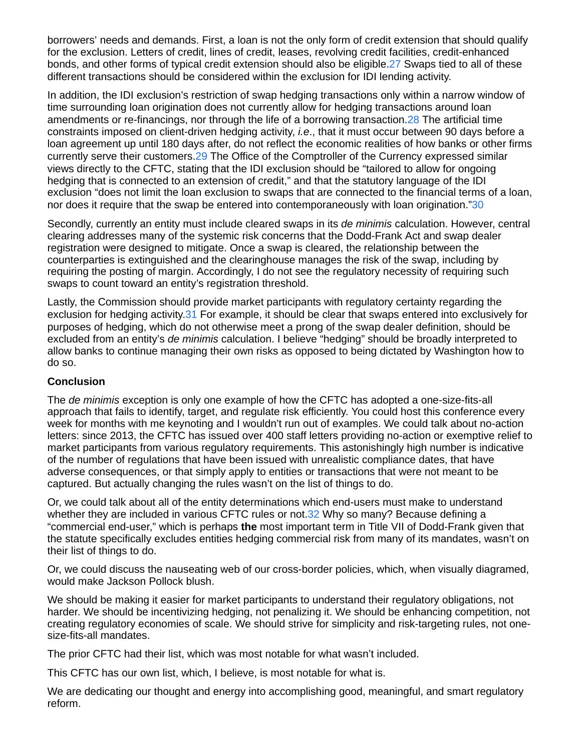borrowers' needs and demands. First, a loan is not the only form of credit extension that should qualify for the exclusion. Letters of credit, lines of credit, leases, revolving credit facilities, credit-enhanced bonds, and other forms of typical credit extension should also be eligible.[27] Swaps tied to all of these different transactions should be considered within the exclusion for IDI lending activity.

In addition, the IDI exclusion's restriction of swap hedging transactions only within a narrow window of time surrounding loan origination does not currently allow for hedging transactions around loan amendments or re-financings, nor through the life of a borrowing transaction.[28] The artificial time constraints imposed on client-driven hedging activity, *i.e*., that it must occur between 90 days before a loan agreement up until 180 days after, do not reflect the economic realities of how banks or other firms currently serve their customers.[29] The Office of the Comptroller of the Currency expressed similar views directly to the CFTC, stating that the IDI exclusion should be "tailored to allow for ongoing hedging that is connected to an extension of credit," and that the statutory language of the IDI exclusion "does not limit the loan exclusion to swaps that are connected to the financial terms of a loan, nor does it require that the swap be entered into contemporaneously with loan origination."[30]

Secondly, currently an entity must include cleared swaps in its *de minimis* calculation. However, central clearing addresses many of the systemic risk concerns that the Dodd-Frank Act and swap dealer registration were designed to mitigate. Once a swap is cleared, the relationship between the counterparties is extinguished and the clearinghouse manages the risk of the swap, including by requiring the posting of margin. Accordingly, I do not see the regulatory necessity of requiring such swaps to count toward an entity's registration threshold.

Lastly, the Commission should provide market participants with regulatory certainty regarding the exclusion for hedging activity.[31] For example, it should be clear that swaps entered into exclusively for purposes of hedging, which do not otherwise meet a prong of the swap dealer definition, should be excluded from an entity's *de minimis* calculation. I believe "hedging" should be broadly interpreted to allow banks to continue managing their own risks as opposed to being dictated by Washington how to do so.

**Conclusion**

The *de minimis* exception is only one example of how the CFTC has adopted a one-size-fits-all approach that fails to identify, target, and regulate risk efficiently. You could host this conference every week for months with me keynoting and I wouldn't run out of examples. We could talk about no-action letters: since 2013, the CFTC has issued over 400 staff letters providing no-action or exemptive relief to market participants from various regulatory requirements. This astonishingly high number is indicative of the number of regulations that have been issued with unrealistic compliance dates, that have adverse consequences, or that simply apply to entities or transactions that were not meant to be captured. But actually changing the rules wasn't on the list of things to do.

Or, we could talk about all of the entity determinations which end-users must make to understand whether they are included in various CFTC rules or not.[32] Why so many? Because defining a "commercial end-user," which is perhaps **the** most important term in Title VII of Dodd-Frank given that the statute specifically excludes entities hedging commercial risk from many of its mandates, wasn't on their list of things to do.

Or, we could discuss the nauseating web of our cross-border policies, which, when visually diagramed, would make Jackson Pollock blush.

We should be making it easier for market participants to understand their regulatory obligations, not harder. We should be incentivizing hedging, not penalizing it. We should be enhancing competition, not creating regulatory economies of scale. We should strive for simplicity and risk-targeting rules, not one-size-fits-all mandates.

The prior CFTC had their list, which was most notable for what wasn't included.

This CFTC has our own list, which, I believe, is most notable for what is.

We are dedicating our thought and energy into accomplishing good, meaningful, and smart regulatory reform.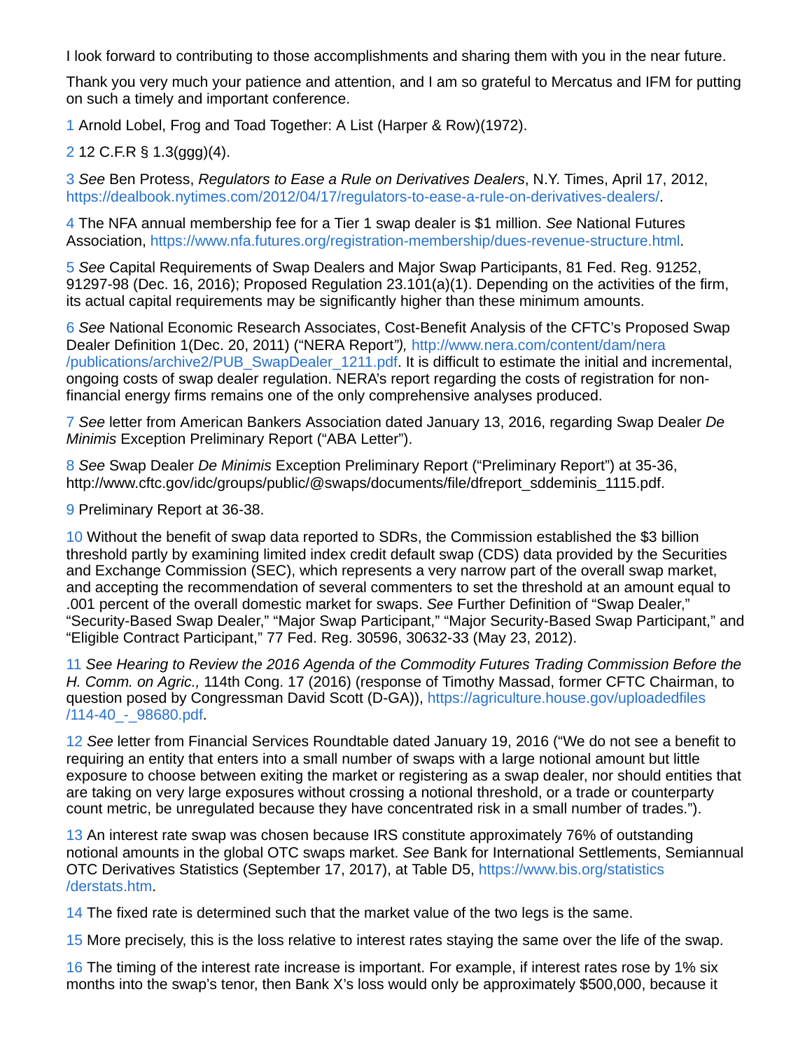I look forward to contributing to those accomplishments and sharing them with you in the near future.

Thank you very much your patience and attention, and I am so grateful to Mercatus and IFM for putting on such a timely and important conference.

1 Arnold Lobel, Frog and Toad Together: A List (Harper & Row)(1972).

2 12 C.F.R § 1.3(ggg)(4).

3 *See* Ben Protess, *Regulators to Ease a Rule on Derivatives Dealers*, N.Y. Times, April 17, 2012, https://dealbook.nytimes.com/2012/04/17/regulators-to-ease-a-rule-on-derivatives-dealers/.

4 The NFA annual membership fee for a Tier 1 swap dealer is $1 million. *See* National Futures Association, https://www.nfa.futures.org/registration-membership/dues-revenue-structure.html.

5 *See* Capital Requirements of Swap Dealers and Major Swap Participants, 81 Fed. Reg. 91252, 91297-98 (Dec. 16, 2016); Proposed Regulation 23.101(a)(1). Depending on the activities of the firm, its actual capital requirements may be significantly higher than these minimum amounts.

6 *See* National Economic Research Associates, Cost-Benefit Analysis of the CFTC's Proposed Swap Dealer Definition 1(Dec. 20, 2011) ("NERA Report*"),* http://www.nera.com/content/dam/nera/publications/archive2/PUB_SwapDealer_1211.pdf. It is difficult to estimate the initial and incremental, ongoing costs of swap dealer regulation. NERA's report regarding the costs of registration for non-financial energy firms remains one of the only comprehensive analyses produced.

7 *See* letter from American Bankers Association dated January 13, 2016, regarding Swap Dealer *De Minimis* Exception Preliminary Report ("ABA Letter").

8 *See* Swap Dealer *De Minimis* Exception Preliminary Report ("Preliminary Report") at 35-36, http://www.cftc.gov/idc/groups/public/@swaps/documents/file/dfreport_sddeminis_1115.pdf.

9 Preliminary Report at 36-38.

10 Without the benefit of swap data reported to SDRs, the Commission established the $3 billion threshold partly by examining limited index credit default swap (CDS) data provided by the Securities and Exchange Commission (SEC), which represents a very narrow part of the overall swap market, and accepting the recommendation of several commenters to set the threshold at an amount equal to .001 percent of the overall domestic market for swaps. *See* Further Definition of "Swap Dealer," "Security-Based Swap Dealer," "Major Swap Participant," "Major Security-Based Swap Participant," and "Eligible Contract Participant," 77 Fed. Reg. 30596, 30632-33 (May 23, 2012).

11 *See Hearing to Review the 2016 Agenda of the Commodity Futures Trading Commission Before the H. Comm. on Agric.,* 114th Cong. 17 (2016) (response of Timothy Massad, former CFTC Chairman, to question posed by Congressman David Scott (D-GA)), https://agriculture.house.gov/uploadedfiles/114-40_-_98680.pdf.

12 *See* letter from Financial Services Roundtable dated January 19, 2016 ("We do not see a benefit to requiring an entity that enters into a small number of swaps with a large notional amount but little exposure to choose between exiting the market or registering as a swap dealer, nor should entities that are taking on very large exposures without crossing a notional threshold, or a trade or counterparty count metric, be unregulated because they have concentrated risk in a small number of trades.").

13 An interest rate swap was chosen because IRS constitute approximately 76% of outstanding notional amounts in the global OTC swaps market. *See* Bank for International Settlements, Semiannual OTC Derivatives Statistics (September 17, 2017), at Table D5, https://www.bis.org/statistics/derstats.htm.

14 The fixed rate is determined such that the market value of the two legs is the same.

15 More precisely, this is the loss relative to interest rates staying the same over the life of the swap.

16 The timing of the interest rate increase is important. For example, if interest rates rose by 1% six months into the swap's tenor, then Bank X's loss would only be approximately $500,000, because it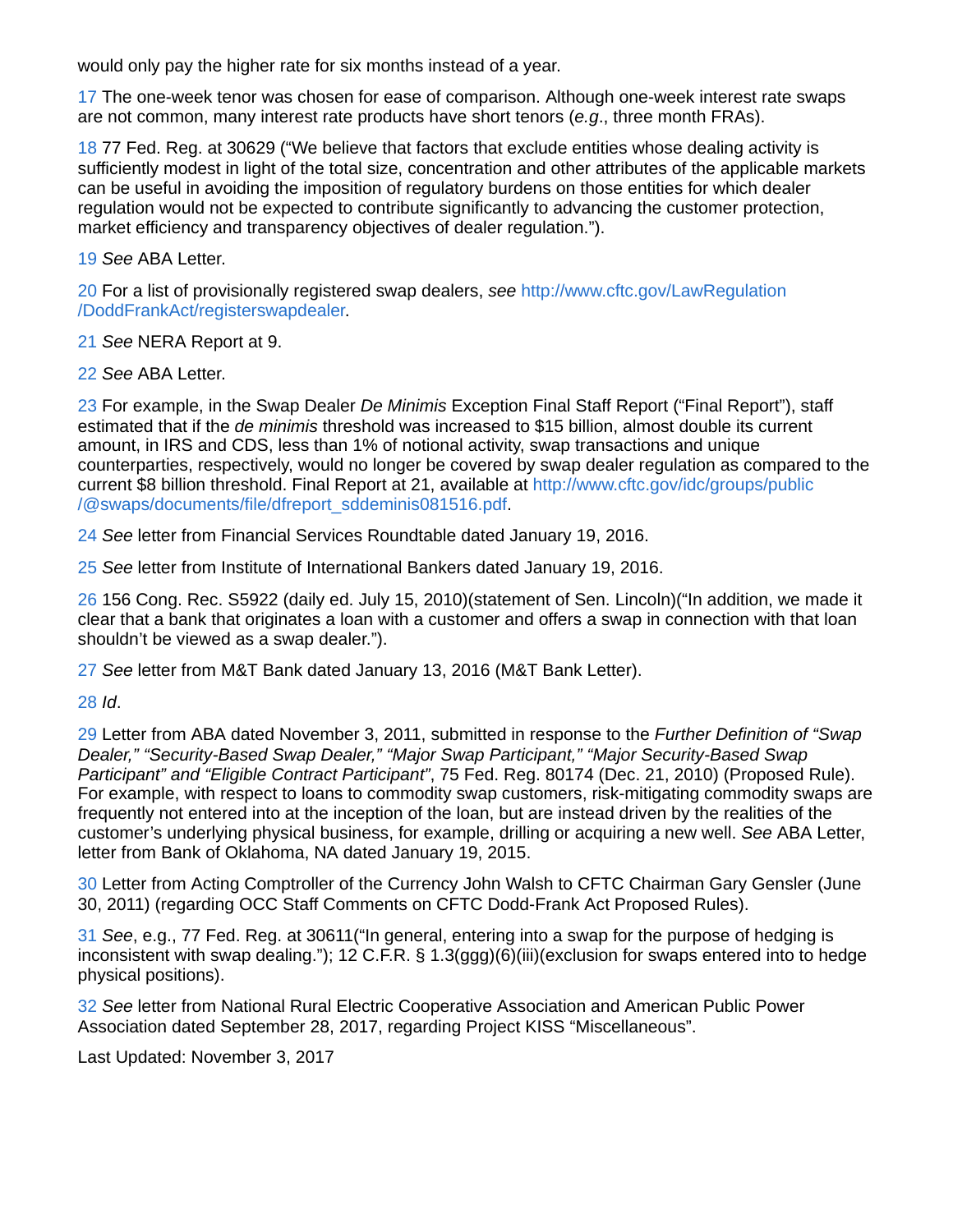would only pay the higher rate for six months instead of a year.

17 The one-week tenor was chosen for ease of comparison. Although one-week interest rate swaps are not common, many interest rate products have short tenors (*e.g.*, three month FRAs).

18 77 Fed. Reg. at 30629 ("We believe that factors that exclude entities whose dealing activity is sufficiently modest in light of the total size, concentration and other attributes of the applicable markets can be useful in avoiding the imposition of regulatory burdens on those entities for which dealer regulation would not be expected to contribute significantly to advancing the customer protection, market efficiency and transparency objectives of dealer regulation.").

19 *See* ABA Letter.

20 For a list of provisionally registered swap dealers, *see* http://www.cftc.gov/LawRegulation/DoddFrankAct/registerswapdealer.

21 *See* NERA Report at 9.

22 *See* ABA Letter.

23 For example, in the Swap Dealer *De Minimis* Exception Final Staff Report ("Final Report"), staff estimated that if the *de minimis* threshold was increased to $15 billion, almost double its current amount, in IRS and CDS, less than 1% of notional activity, swap transactions and unique counterparties, respectively, would no longer be covered by swap dealer regulation as compared to the current $8 billion threshold. Final Report at 21, available at http://www.cftc.gov/idc/groups/public/@swaps/documents/file/dfreport_sddeminis081516.pdf.

24 *See* letter from Financial Services Roundtable dated January 19, 2016.

25 *See* letter from Institute of International Bankers dated January 19, 2016.

26 156 Cong. Rec. S5922 (daily ed. July 15, 2010)(statement of Sen. Lincoln)("In addition, we made it clear that a bank that originates a loan with a customer and offers a swap in connection with that loan shouldn't be viewed as a swap dealer.").

27 *See* letter from M&T Bank dated January 13, 2016 (M&T Bank Letter).

28 *Id*.

29 Letter from ABA dated November 3, 2011, submitted in response to the *Further Definition of "Swap Dealer," "Security-Based Swap Dealer," "Major Swap Participant," "Major Security-Based Swap Participant" and "Eligible Contract Participant"*, 75 Fed. Reg. 80174 (Dec. 21, 2010) (Proposed Rule). For example, with respect to loans to commodity swap customers, risk-mitigating commodity swaps are frequently not entered into at the inception of the loan, but are instead driven by the realities of the customer's underlying physical business, for example, drilling or acquiring a new well. *See* ABA Letter, letter from Bank of Oklahoma, NA dated January 19, 2015.

30 Letter from Acting Comptroller of the Currency John Walsh to CFTC Chairman Gary Gensler (June 30, 2011) (regarding OCC Staff Comments on CFTC Dodd-Frank Act Proposed Rules).

31 *See*, e.g., 77 Fed. Reg. at 30611("In general, entering into a swap for the purpose of hedging is inconsistent with swap dealing."); 12 C.F.R. § 1.3(ggg)(6)(iii)(exclusion for swaps entered into to hedge physical positions).

32 *See* letter from National Rural Electric Cooperative Association and American Public Power Association dated September 28, 2017, regarding Project KISS "Miscellaneous".

Last Updated: November 3, 2017